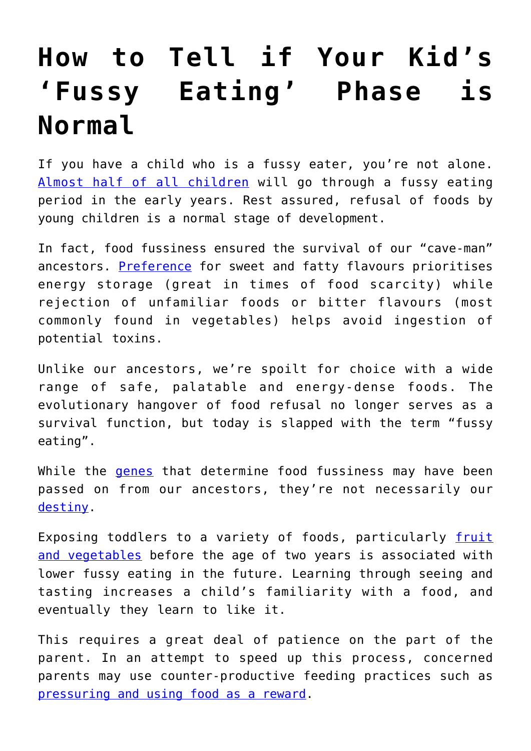# How to Tell if Your Kid's 'Fussy Eating' Phase is Normal

If you have a child who is a fussy eater, you're not alone. Almost half of all children will go through a fussy eating period in the early years. Rest assured, refusal of foods by young children is a normal stage of development.

In fact, food fussiness ensured the survival of our "cave-man" ancestors. Preference for sweet and fatty flavours prioritises energy storage (great in times of food scarcity) while rejection of unfamiliar foods or bitter flavours (most commonly found in vegetables) helps avoid ingestion of potential toxins.

Unlike our ancestors, we're spoilt for choice with a wide range of safe, palatable and energy-dense foods. The evolutionary hangover of food refusal no longer serves as a survival function, but today is slapped with the term "fussy eating".

While the genes that determine food fussiness may have been passed on from our ancestors, they're not necessarily our destiny.

Exposing toddlers to a variety of foods, particularly fruit and vegetables before the age of two years is associated with lower fussy eating in the future. Learning through seeing and tasting increases a child's familiarity with a food, and eventually they learn to like it.

This requires a great deal of patience on the part of the parent. In an attempt to speed up this process, concerned parents may use counter-productive feeding practices such as pressuring and using food as a reward.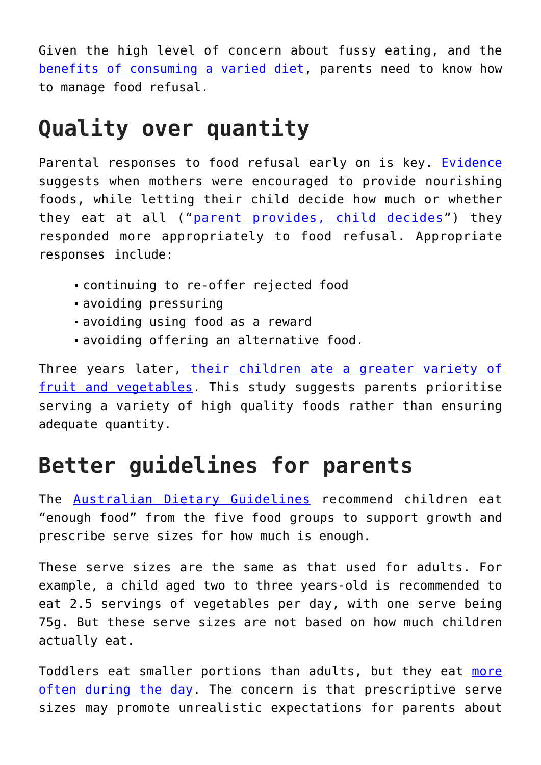Given the high level of concern about fussy eating, and the [benefits of consuming a varied diet](), parents need to know how to manage food refusal.

## Quality over quantity

Parental responses to food refusal early on is key. [Evidence]() suggests when mothers were encouraged to provide nourishing foods, while letting their child decide how much or whether they eat at all ("[parent provides, child decides]()") they responded more appropriately to food refusal. Appropriate responses include:

- continuing to re-offer rejected food
- avoiding pressuring
- avoiding using food as a reward
- avoiding offering an alternative food.

Three years later, [their children ate a greater variety of fruit and vegetables](). This study suggests parents prioritise serving a variety of high quality foods rather than ensuring adequate quantity.

## Better guidelines for parents

The [Australian Dietary Guidelines]() recommend children eat "enough food" from the five food groups to support growth and prescribe serve sizes for how much is enough.

These serve sizes are the same as that used for adults. For example, a child aged two to three years-old is recommended to eat 2.5 servings of vegetables per day, with one serve being 75g. But these serve sizes are not based on how much children actually eat.

Toddlers eat smaller portions than adults, but they eat [more often during the day](). The concern is that prescriptive serve sizes may promote unrealistic expectations for parents about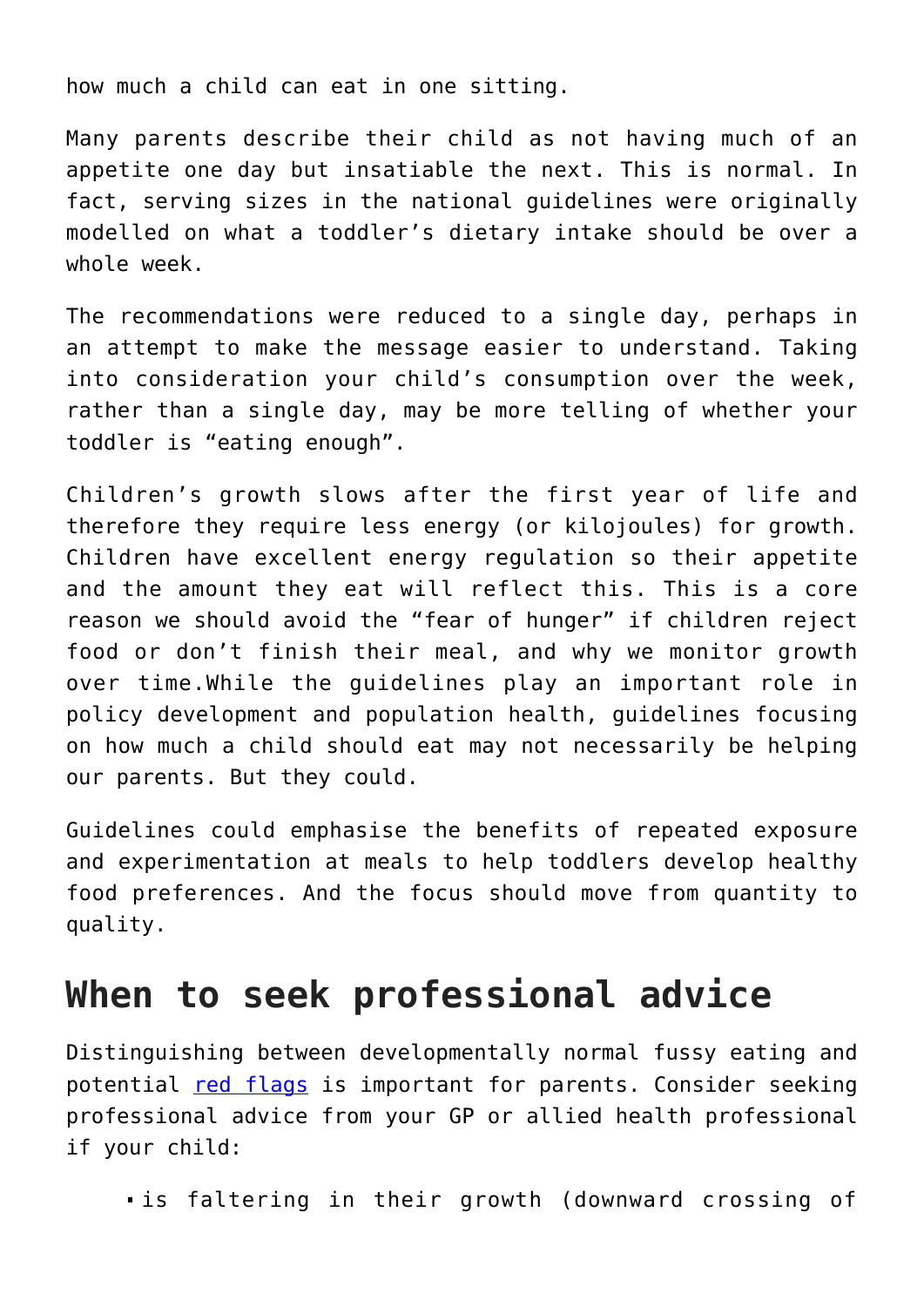how much a child can eat in one sitting.

Many parents describe their child as not having much of an appetite one day but insatiable the next. This is normal. In fact, serving sizes in the national guidelines were originally modelled on what a toddler's dietary intake should be over a whole week.

The recommendations were reduced to a single day, perhaps in an attempt to make the message easier to understand. Taking into consideration your child's consumption over the week, rather than a single day, may be more telling of whether your toddler is "eating enough".

Children's growth slows after the first year of life and therefore they require less energy (or kilojoules) for growth. Children have excellent energy regulation so their appetite and the amount they eat will reflect this. This is a core reason we should avoid the "fear of hunger" if children reject food or don't finish their meal, and why we monitor growth over time.While the guidelines play an important role in policy development and population health, guidelines focusing on how much a child should eat may not necessarily be helping our parents. But they could.

Guidelines could emphasise the benefits of repeated exposure and experimentation at meals to help toddlers develop healthy food preferences. And the focus should move from quantity to quality.

## When to seek professional advice

Distinguishing between developmentally normal fussy eating and potential red flags is important for parents. Consider seeking professional advice from your GP or allied health professional if your child:

- is faltering in their growth (downward crossing of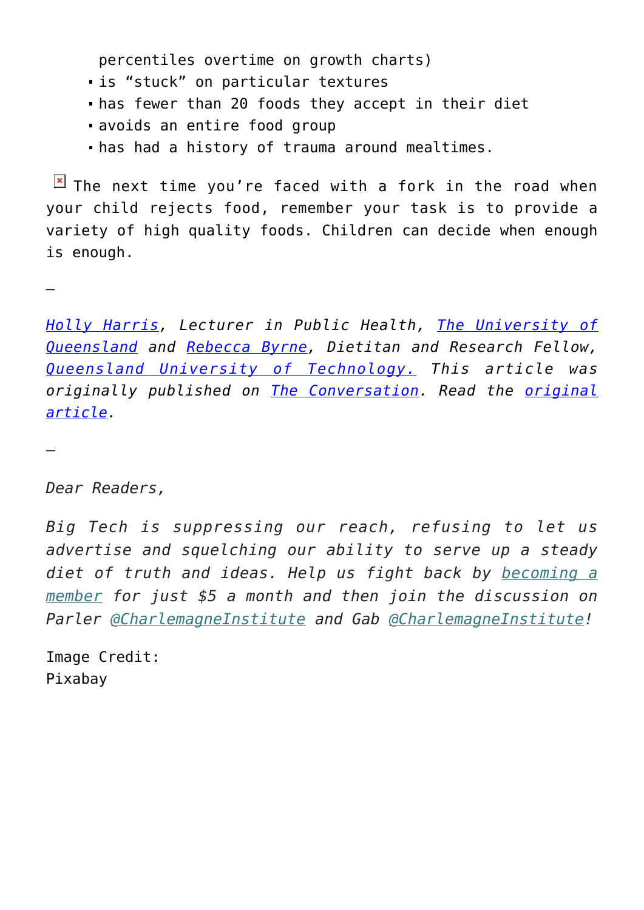percentiles overtime on growth charts)

- is "stuck" on particular textures
- has fewer than 20 foods they accept in their diet
- avoids an entire food group
- has had a history of trauma around mealtimes.

The next time you're faced with a fork in the road when your child rejects food, remember your task is to provide a variety of high quality foods. Children can decide when enough is enough.

—

*Holly Harris, Lecturer in Public Health, The University of Queensland and Rebecca Byrne, Dietitan and Research Fellow, Queensland University of Technology. This article was originally published on The Conversation. Read the original article.*

—

*Dear Readers,*

*Big Tech is suppressing our reach, refusing to let us advertise and squelching our ability to serve up a steady diet of truth and ideas. Help us fight back by becoming a member for just $5 a month and then join the discussion on Parler @CharlemagneInstitute and Gab @CharlemagneInstitute!*

Image Credit:
Pixabay